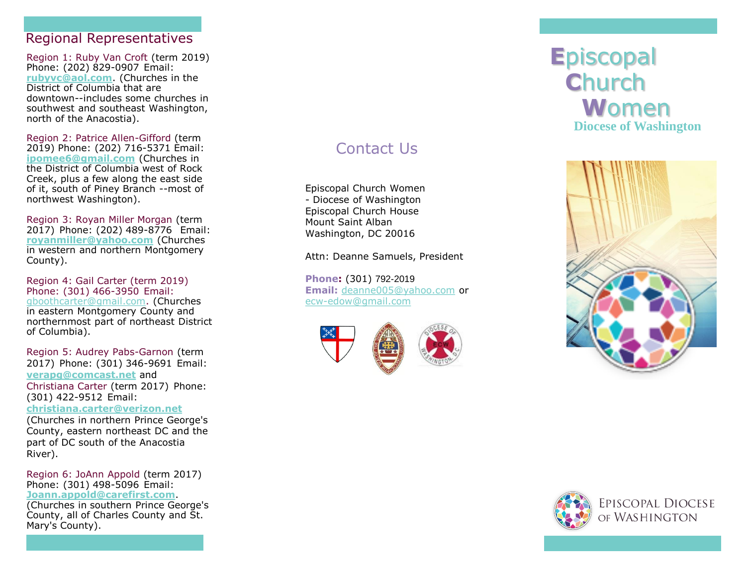## Regional Representatives

Region 1: Ruby Van Croft (term 2019) Phone: (202) 829-0907 Email: **rubyvc@aol.com**. (Churches in the District of Columbia that are downtown--includes some churches in southwest and southeast Washington, north of the Anacostia).

Region 2: Patrice Allen-Gifford (term 2019) Phone: (202) 716-5371 Email: **ipomee6@gmail.com** (Churches in the District of Columbia west of Rock Creek, plus a few along the east side of it, south of Piney Branch --most of northwest Washington).

Region 3: Royan Miller Morgan (term 2017) Phone: (202) 489-8776 Email: **royanmiller@yahoo.com** (Churches in western and northern Montgomery County).

Region 4: Gail Carter (term 2019) Phone: (301) 466-3950 Email: gboothcarter@gmail.com. (Churches in eastern Montgomery County and northernmost part of northeast District of Columbia).

Region 5: Audrey Pabs-Garnon (term 2017) Phone: (301) 346-9691 Email: **verapg@comcast.net** and Christiana Carter (term 2017) Phone: (301) 422-9512 Email: **christiana.carter@verizon.net** (Churches in northern Prince George's County, eastern northeast DC and the part of DC south of the Anacostia River).

Region 6: JoAnn Appold (term 2017) Phone: (301) 498-5096 Email: **Joann.appold@carefirst.com**. (Churches in southern Prince George's County, all of Charles County and St. Mary's County).

## Contact Us

Episcopal Church Women
- Diocese of Washington
Episcopal Church House
Mount Saint Alban
Washington, DC 20016

Attn: Deanne Samuels, President

**Phone:** (301) 792-2019
**Email:** deanne005@yahoo.com or ecw-edow@gmail.com

# Episcopal Church Women

### Diocese of Washington

Episcopal Diocese of Washington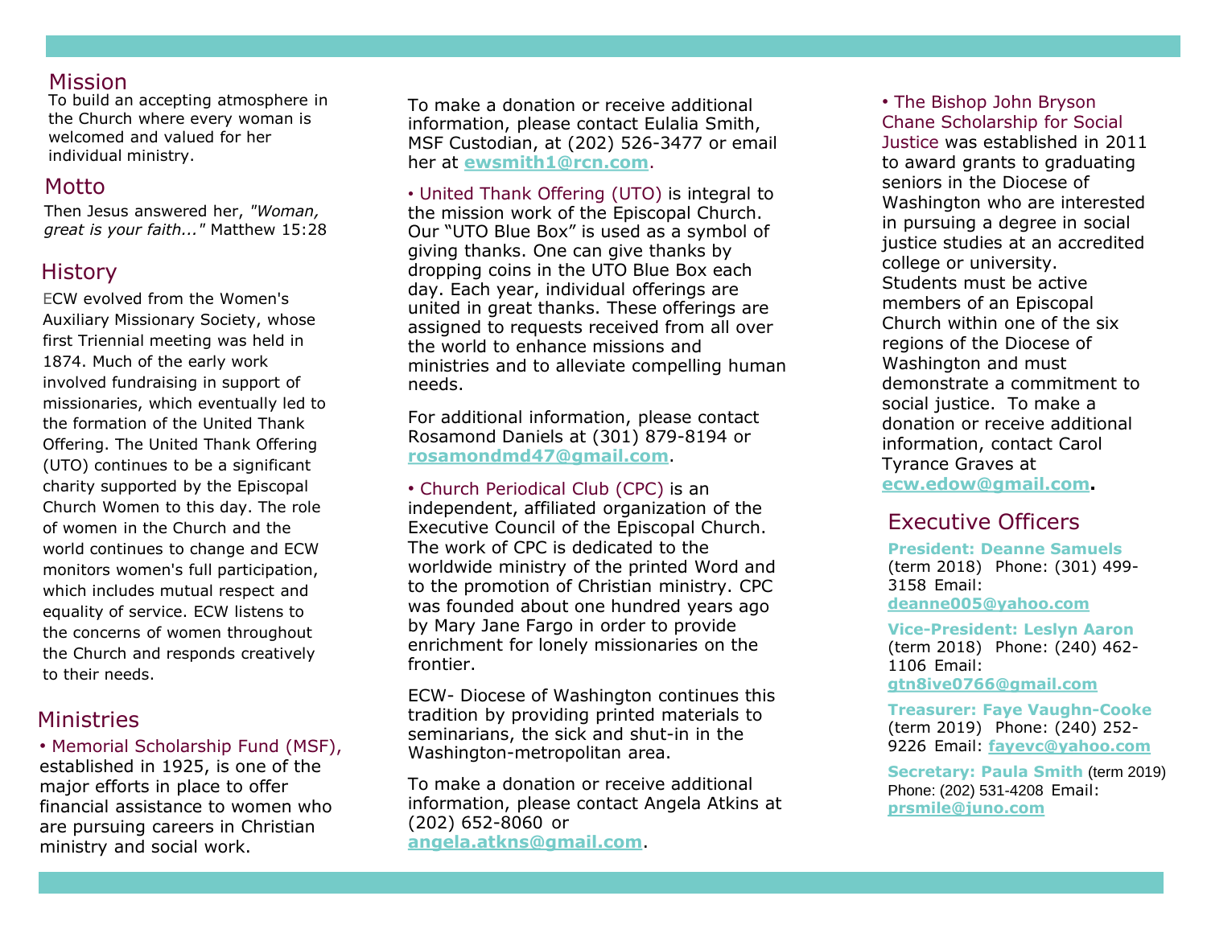## Mission

To build an accepting atmosphere in the Church where every woman is welcomed and valued for her individual ministry.

## Motto

Then Jesus answered her, *"Woman, great is your faith..."* Matthew 15:28

## History

ECW evolved from the Women's Auxiliary Missionary Society, whose first Triennial meeting was held in 1874. Much of the early work involved fundraising in support of missionaries, which eventually led to the formation of the United Thank Offering. The United Thank Offering (UTO) continues to be a significant charity supported by the Episcopal Church Women to this day. The role of women in the Church and the world continues to change and ECW monitors women's full participation, which includes mutual respect and equality of service. ECW listens to the concerns of women throughout the Church and responds creatively to their needs.

## Ministries

• Memorial Scholarship Fund (MSF), established in 1925, is one of the major efforts in place to offer financial assistance to women who are pursuing careers in Christian ministry and social work.

To make a donation or receive additional information, please contact Eulalia Smith, MSF Custodian, at (202) 526-3477 or email her at **ewsmith1@rcn.com**.

• United Thank Offering (UTO) is integral to the mission work of the Episcopal Church. Our "UTO Blue Box" is used as a symbol of giving thanks. One can give thanks by dropping coins in the UTO Blue Box each day. Each year, individual offerings are united in great thanks. These offerings are assigned to requests received from all over the world to enhance missions and ministries and to alleviate compelling human needs.

For additional information, please contact Rosamond Daniels at (301) 879-8194 or **rosamondmd47@gmail.com**.

• Church Periodical Club (CPC) is an independent, affiliated organization of the Executive Council of the Episcopal Church. The work of CPC is dedicated to the worldwide ministry of the printed Word and to the promotion of Christian ministry. CPC was founded about one hundred years ago by Mary Jane Fargo in order to provide enrichment for lonely missionaries on the frontier.

ECW- Diocese of Washington continues this tradition by providing printed materials to seminarians, the sick and shut-in in the Washington-metropolitan area.

To make a donation or receive additional information, please contact Angela Atkins at (202) 652-8060 or **angela.atkns@gmail.com**.

• The Bishop John Bryson Chane Scholarship for Social Justice was established in 2011 to award grants to graduating seniors in the Diocese of Washington who are interested in pursuing a degree in social justice studies at an accredited college or university. Students must be active members of an Episcopal Church within one of the six regions of the Diocese of Washington and must demonstrate a commitment to social justice. To make a donation or receive additional information, contact Carol Tyrance Graves at **ecw.edow@gmail.com**.

## Executive Officers

**President: Deanne Samuels** (term 2018) Phone: (301) 499-3158 Email: **deanne005@yahoo.com**

**Vice-President: Leslyn Aaron** (term 2018) Phone: (240) 462-1106 Email: **gtn8ive0766@gmail.com**

**Treasurer: Faye Vaughn-Cooke** (term 2019) Phone: (240) 252-9226 Email: **fayevc@yahoo.com**

**Secretary: Paula Smith** (term 2019) Phone: (202) 531-4208 Email: **prsmile@juno.com**